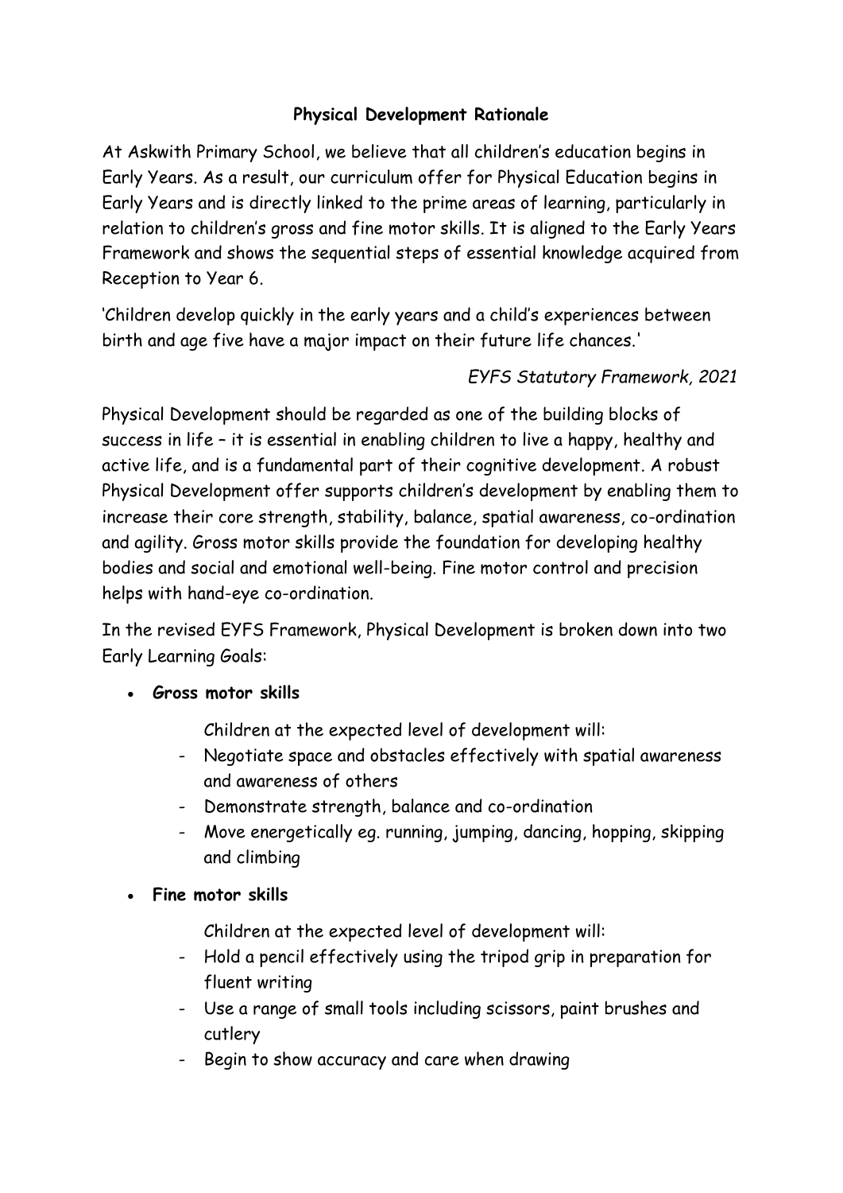# Physical Development Rationale

At Askwith Primary School, we believe that all children's education begins in Early Years. As a result, our curriculum offer for Physical Education begins in Early Years and is directly linked to the prime areas of learning, particularly in relation to children's gross and fine motor skills. It is aligned to the Early Years Framework and shows the sequential steps of essential knowledge acquired from Reception to Year 6.

'Children develop quickly in the early years and a child's experiences between birth and age five have a major impact on their future life chances.'

*EYFS Statutory Framework, 2021*

Physical Development should be regarded as one of the building blocks of success in life – it is essential in enabling children to live a happy, healthy and active life, and is a fundamental part of their cognitive development. A robust Physical Development offer supports children's development by enabling them to increase their core strength, stability, balance, spatial awareness, co-ordination and agility. Gross motor skills provide the foundation for developing healthy bodies and social and emotional well-being. Fine motor control and precision helps with hand-eye co-ordination.

In the revised EYFS Framework, Physical Development is broken down into two Early Learning Goals:

- **Gross motor skills**

  Children at the expected level of development will:
  - Negotiate space and obstacles effectively with spatial awareness and awareness of others
  - Demonstrate strength, balance and co-ordination
  - Move energetically eg. running, jumping, dancing, hopping, skipping and climbing

- **Fine motor skills**

  Children at the expected level of development will:
  - Hold a pencil effectively using the tripod grip in preparation for fluent writing
  - Use a range of small tools including scissors, paint brushes and cutlery
  - Begin to show accuracy and care when drawing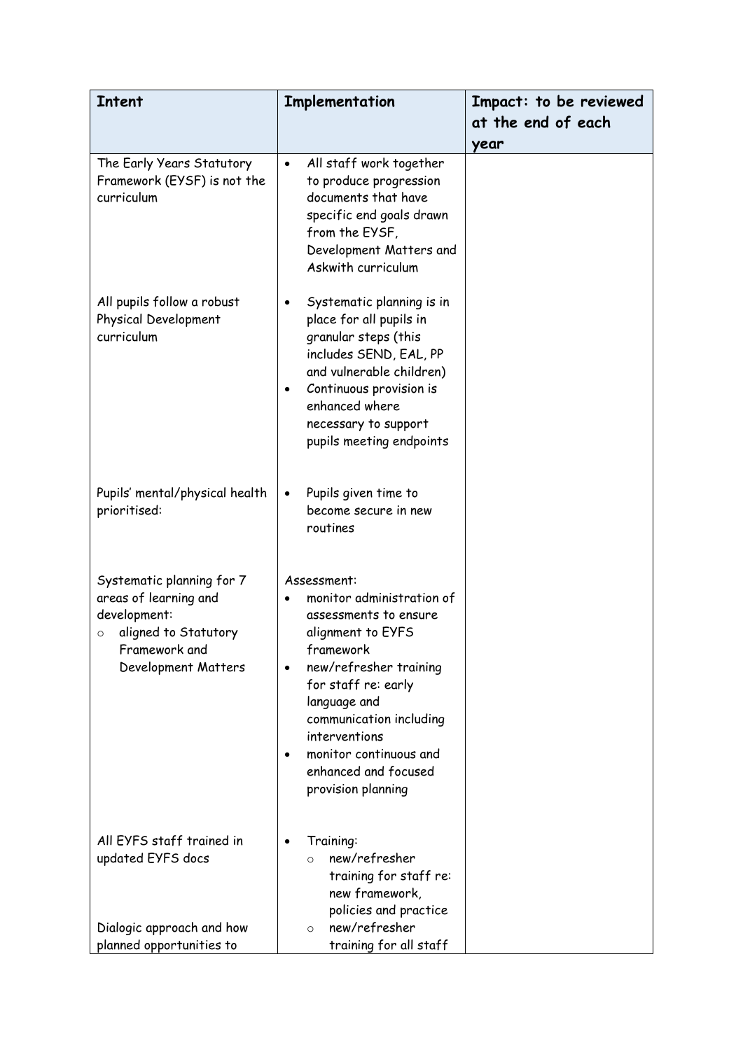| Intent | Implementation | Impact: to be reviewed at the end of each year |
|---|---|---|
| The Early Years Statutory Framework (EYSF) is not the curriculum | • All staff work together to produce progression documents that have specific end goals drawn from the EYSF, Development Matters and Askwith curriculum | |
| All pupils follow a robust Physical Development curriculum | • Systematic planning is in place for all pupils in granular steps (this includes SEND, EAL, PP and vulnerable children)<br>• Continuous provision is enhanced where necessary to support pupils meeting endpoints | |
| Pupils' mental/physical health prioritised: | • Pupils given time to become secure in new routines | |
| Systematic planning for 7 areas of learning and development:<br>○ aligned to Statutory Framework and Development Matters | Assessment:<br>• monitor administration of assessments to ensure alignment to EYFS framework<br>• new/refresher training for staff re: early language and communication including interventions<br>• monitor continuous and enhanced and focused provision planning | |
| All EYFS staff trained in updated EYFS docs<br><br>Dialogic approach and how planned opportunities to | • Training:<br>○ new/refresher training for staff re: new framework, policies and practice<br>○ new/refresher training for all staff | |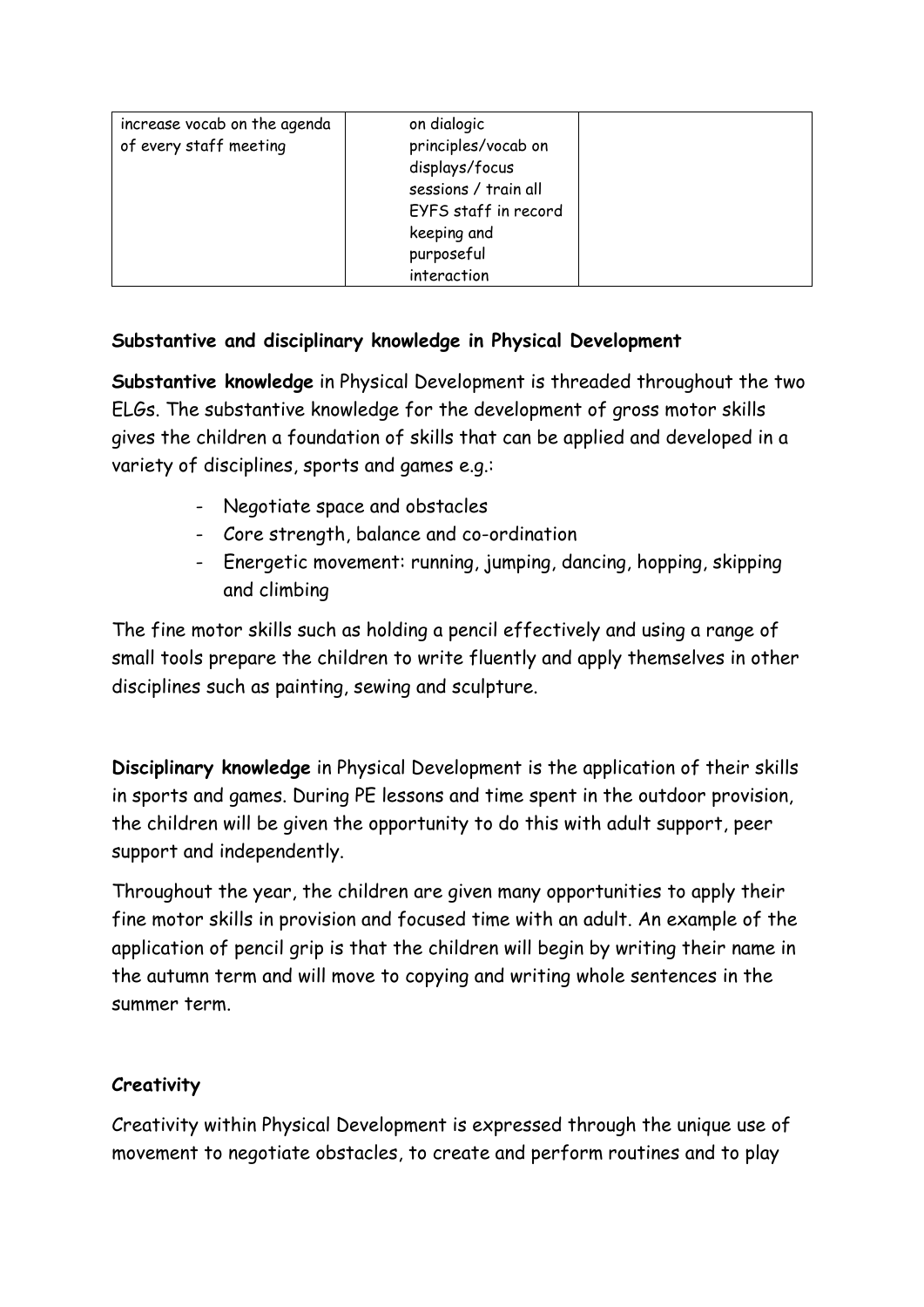| | | |
|---|---|---|
| increase vocab on the agenda of every staff meeting | on dialogic principles/vocab on displays/focus sessions / train all EYFS staff in record keeping and purposeful interaction | |

**Substantive and disciplinary knowledge in Physical Development**

**Substantive knowledge** in Physical Development is threaded throughout the two ELGs. The substantive knowledge for the development of gross motor skills gives the children a foundation of skills that can be applied and developed in a variety of disciplines, sports and games e.g.:

- Negotiate space and obstacles
- Core strength, balance and co-ordination
- Energetic movement: running, jumping, dancing, hopping, skipping and climbing

The fine motor skills such as holding a pencil effectively and using a range of small tools prepare the children to write fluently and apply themselves in other disciplines such as painting, sewing and sculpture.

**Disciplinary knowledge** in Physical Development is the application of their skills in sports and games. During PE lessons and time spent in the outdoor provision, the children will be given the opportunity to do this with adult support, peer support and independently.

Throughout the year, the children are given many opportunities to apply their fine motor skills in provision and focused time with an adult. An example of the application of pencil grip is that the children will begin by writing their name in the autumn term and will move to copying and writing whole sentences in the summer term.

**Creativity**

Creativity within Physical Development is expressed through the unique use of movement to negotiate obstacles, to create and perform routines and to play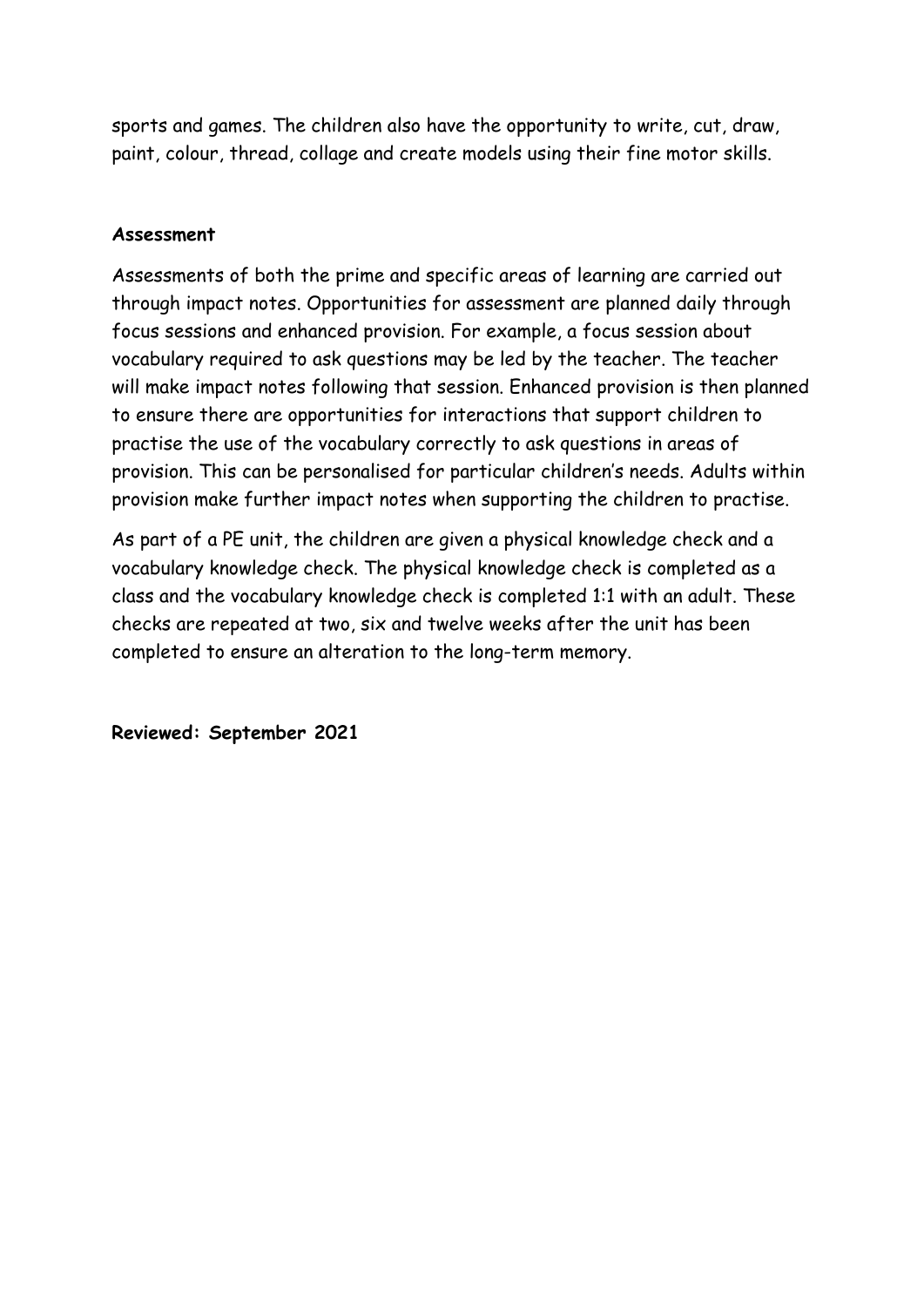sports and games. The children also have the opportunity to write, cut, draw, paint, colour, thread, collage and create models using their fine motor skills.

**Assessment**

Assessments of both the prime and specific areas of learning are carried out through impact notes. Opportunities for assessment are planned daily through focus sessions and enhanced provision. For example, a focus session about vocabulary required to ask questions may be led by the teacher. The teacher will make impact notes following that session. Enhanced provision is then planned to ensure there are opportunities for interactions that support children to practise the use of the vocabulary correctly to ask questions in areas of provision. This can be personalised for particular children's needs. Adults within provision make further impact notes when supporting the children to practise.

As part of a PE unit, the children are given a physical knowledge check and a vocabulary knowledge check. The physical knowledge check is completed as a class and the vocabulary knowledge check is completed 1:1 with an adult. These checks are repeated at two, six and twelve weeks after the unit has been completed to ensure an alteration to the long-term memory.

**Reviewed: September 2021**